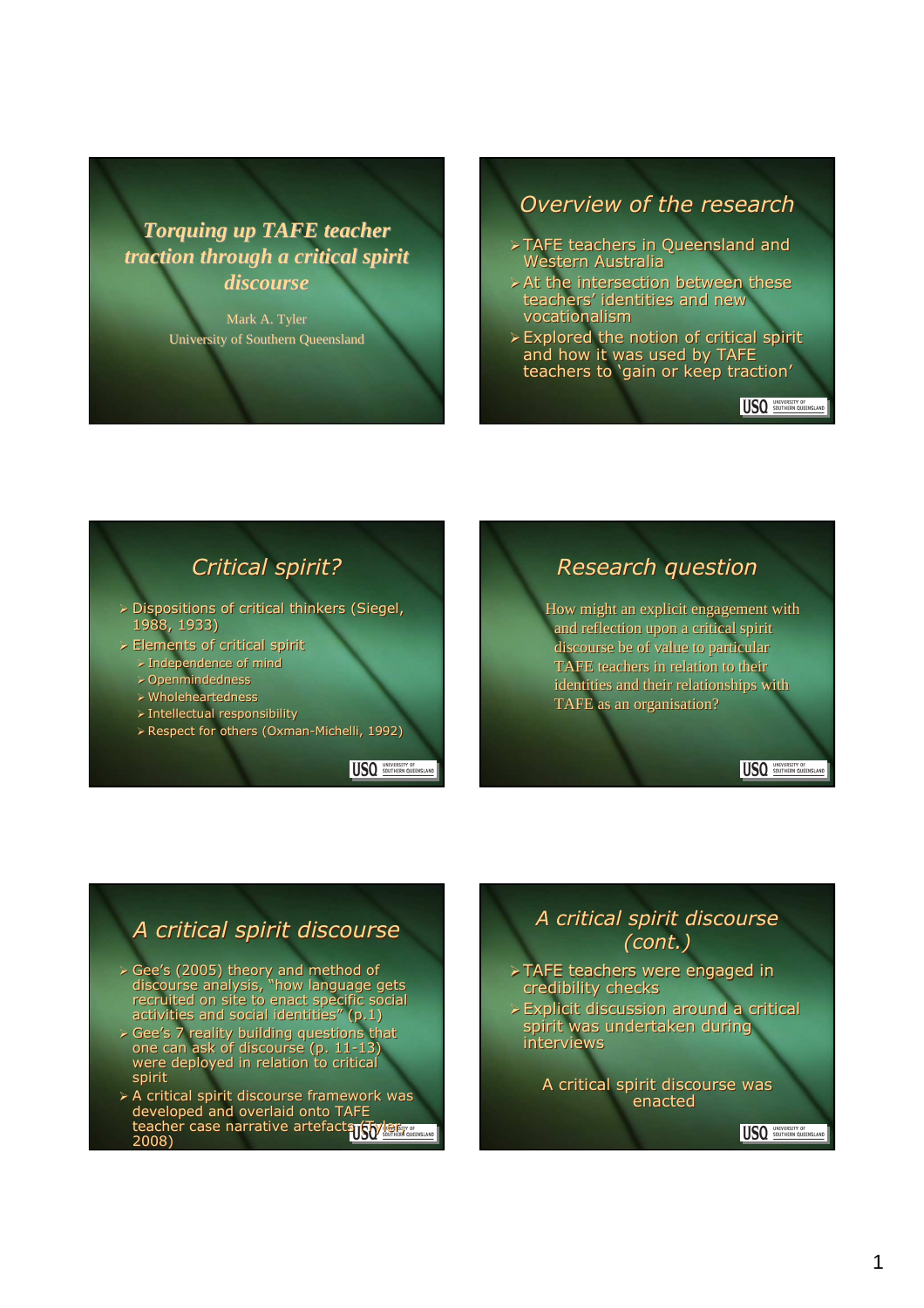# *Torquing up TAFE teacher traction through a critical spirit discourse*

Mark A. Tyler
University of Southern Queensland

## *Overview of the research*

- TAFE teachers in Queensland and Western Australia
- At the intersection between these teachers' identities and new vocationalism
- Explored the notion of critical spirit and how it was used by TAFE teachers to 'gain or keep traction'

## *Critical spirit?*

- Dispositions of critical thinkers (Siegel, 1988, 1933)
- Elements of critical spirit
  - Independence of mind
  - Openmindedness
  - Wholeheartedness
  - Intellectual responsibility
  - Respect for others (Oxman-Michelli, 1992)

## *Research question*

How might an explicit engagement with and reflection upon a critical spirit discourse be of value to particular TAFE teachers in relation to their identities and their relationships with TAFE as an organisation?

## *A critical spirit discourse*

- Gee's (2005) theory and method of discourse analysis, "how language gets recruited on site to enact specific social activities and social identities" (p.1)
- Gee's 7 reality building questions that one can ask of discourse (p. 11-13) were deployed in relation to critical spirit
- A critical spirit discourse framework was developed and overlaid onto TAFE teacher case narrative artefacts (Tyler, 2008)

## *A critical spirit discourse (cont.)*

- TAFE teachers were engaged in credibility checks
- Explicit discussion around a critical spirit was undertaken during interviews

A critical spirit discourse was enacted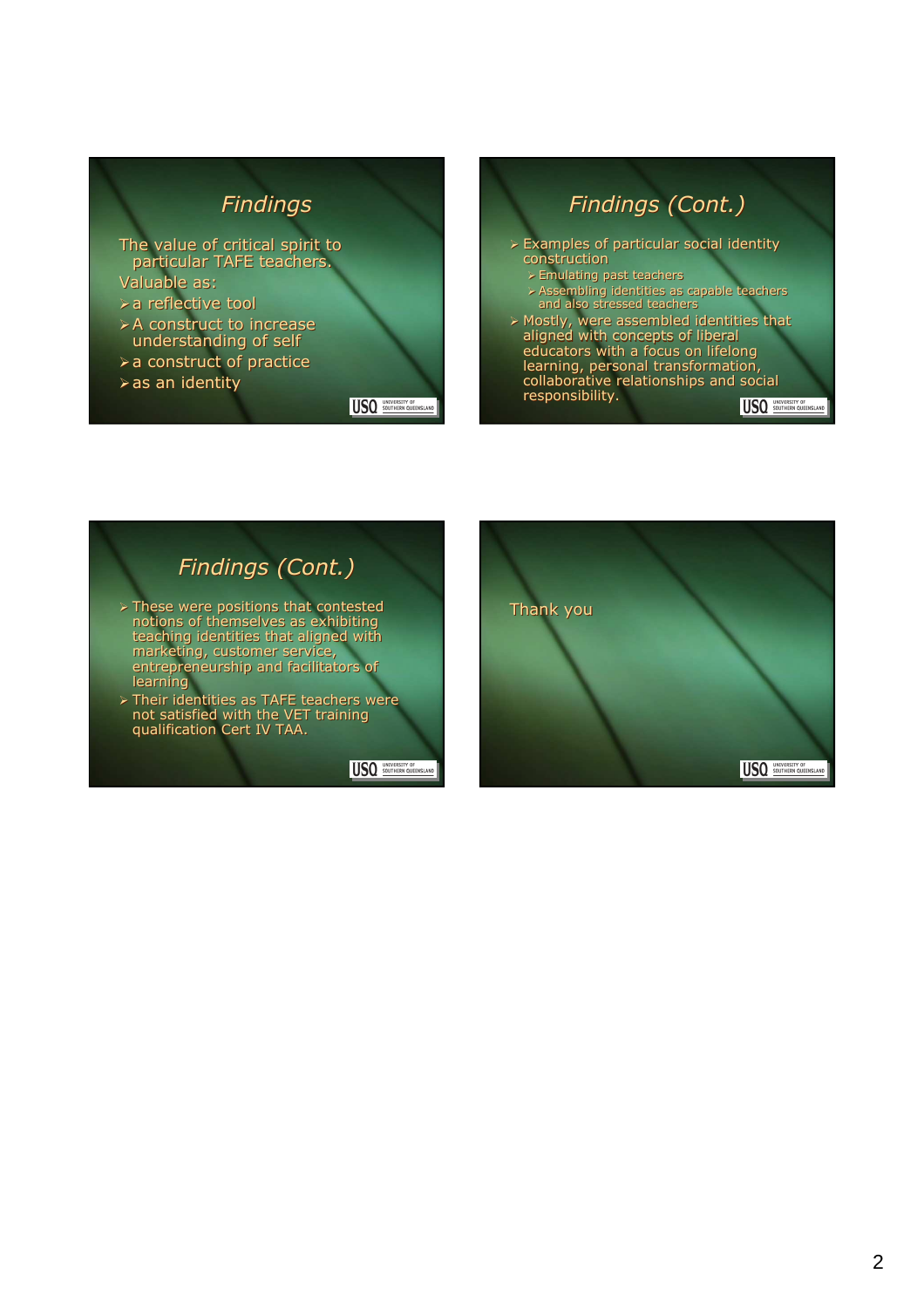## Findings

The value of critical spirit to particular TAFE teachers.

Valuable as:

- a reflective tool
- A construct to increase understanding of self
- a construct of practice
- as an identity

## Findings (Cont.)

- Examples of particular social identity construction
  - Emulating past teachers
  - Assembling identities as capable teachers and also stressed teachers
- Mostly, were assembled identities that aligned with concepts of liberal educators with a focus on lifelong learning, personal transformation, collaborative relationships and social responsibility.

## Findings (Cont.)

- These were positions that contested notions of themselves as exhibiting teaching identities that aligned with marketing, customer service, entrepreneurship and facilitators of learning
- Their identities as TAFE teachers were not satisfied with the VET training qualification Cert IV TAA.

Thank you